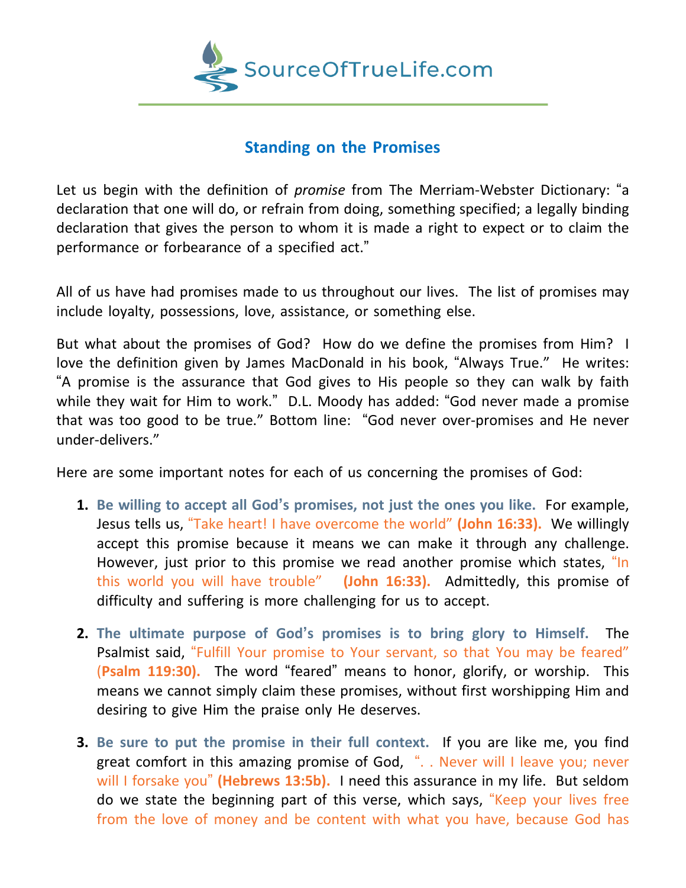SourceOfTrueLife.com

# Standing on the Promises

Let us begin with the definition of *promise* from The Merriam-Webster Dictionary: "a declaration that one will do, or refrain from doing, something specified; a legally binding declaration that gives the person to whom it is made a right to expect or to claim the performance or forbearance of a specified act."

All of us have had promises made to us throughout our lives. The list of promises may include loyalty, possessions, love, assistance, or something else.

But what about the promises of God? How do we define the promises from Him? I love the definition given by James MacDonald in his book, "Always True." He writes: "A promise is the assurance that God gives to His people so they can walk by faith while they wait for Him to work." D.L. Moody has added: "God never made a promise that was too good to be true." Bottom line: "God never over-promises and He never under-delivers."

Here are some important notes for each of us concerning the promises of God:

1. **Be willing to accept all God's promises, not just the ones you like.** For example, Jesus tells us, "Take heart! I have overcome the world" **(John 16:33).** We willingly accept this promise because it means we can make it through any challenge. However, just prior to this promise we read another promise which states, "In this world you will have trouble" **(John 16:33).** Admittedly, this promise of difficulty and suffering is more challenging for us to accept.

2. **The ultimate purpose of God's promises is to bring glory to Himself.** The Psalmist said, "Fulfill Your promise to Your servant, so that You may be feared" **(Psalm 119:30).** The word "feared" means to honor, glorify, or worship. This means we cannot simply claim these promises, without first worshipping Him and desiring to give Him the praise only He deserves.

3. **Be sure to put the promise in their full context.** If you are like me, you find great comfort in this amazing promise of God, ". . Never will I leave you; never will I forsake you" **(Hebrews 13:5b).** I need this assurance in my life. But seldom do we state the beginning part of this verse, which says, "Keep your lives free from the love of money and be content with what you have, because God has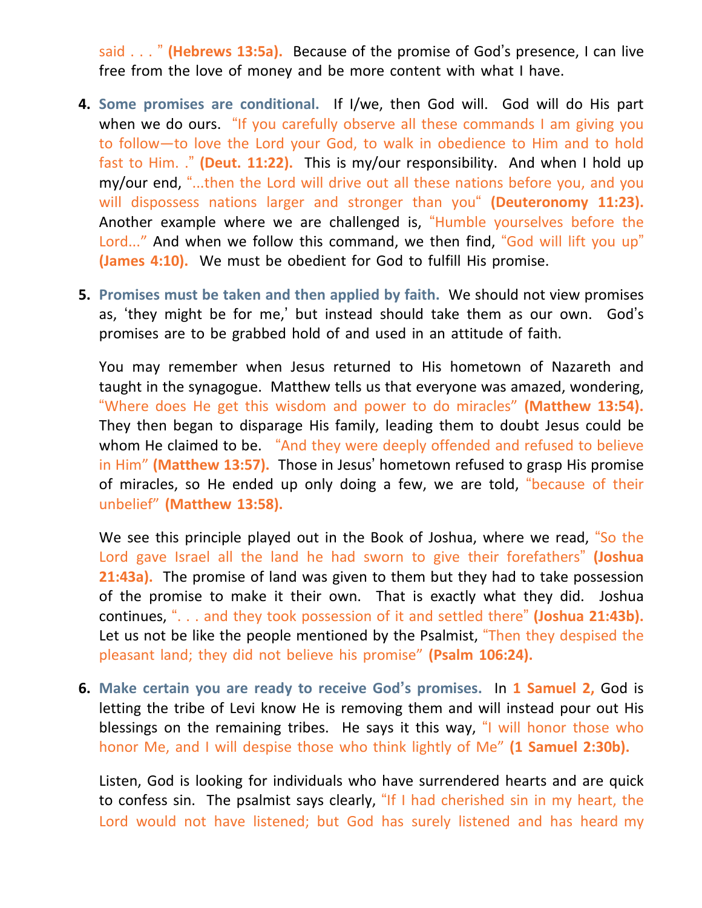said . . . " **(Hebrews 13:5a).** Because of the promise of God's presence, I can live free from the love of money and be more content with what I have.

4. **Some promises are conditional.** If I/we, then God will. God will do His part when we do ours. "If you carefully observe all these commands I am giving you to follow—to love the Lord your God, to walk in obedience to Him and to hold fast to Him. ." **(Deut. 11:22).** This is my/our responsibility. And when I hold up my/our end, "...then the Lord will drive out all these nations before you, and you will dispossess nations larger and stronger than you" **(Deuteronomy 11:23).** Another example where we are challenged is, "Humble yourselves before the Lord..." And when we follow this command, we then find, "God will lift you up" **(James 4:10).** We must be obedient for God to fulfill His promise.

5. **Promises must be taken and then applied by faith.** We should not view promises as, 'they might be for me,' but instead should take them as our own. God's promises are to be grabbed hold of and used in an attitude of faith.

   You may remember when Jesus returned to His hometown of Nazareth and taught in the synagogue. Matthew tells us that everyone was amazed, wondering, "Where does He get this wisdom and power to do miracles" **(Matthew 13:54).** They then began to disparage His family, leading them to doubt Jesus could be whom He claimed to be. "And they were deeply offended and refused to believe in Him" **(Matthew 13:57).** Those in Jesus' hometown refused to grasp His promise of miracles, so He ended up only doing a few, we are told, "because of their unbelief" **(Matthew 13:58).**

   We see this principle played out in the Book of Joshua, where we read, "So the Lord gave Israel all the land he had sworn to give their forefathers" **(Joshua 21:43a).** The promise of land was given to them but they had to take possession of the promise to make it their own. That is exactly what they did. Joshua continues, ". . . and they took possession of it and settled there" **(Joshua 21:43b).** Let us not be like the people mentioned by the Psalmist, "Then they despised the pleasant land; they did not believe his promise" **(Psalm 106:24).**

6. **Make certain you are ready to receive God's promises.** In **1 Samuel 2,** God is letting the tribe of Levi know He is removing them and will instead pour out His blessings on the remaining tribes. He says it this way, "I will honor those who honor Me, and I will despise those who think lightly of Me" **(1 Samuel 2:30b).**

   Listen, God is looking for individuals who have surrendered hearts and are quick to confess sin. The psalmist says clearly, "If I had cherished sin in my heart, the Lord would not have listened; but God has surely listened and has heard my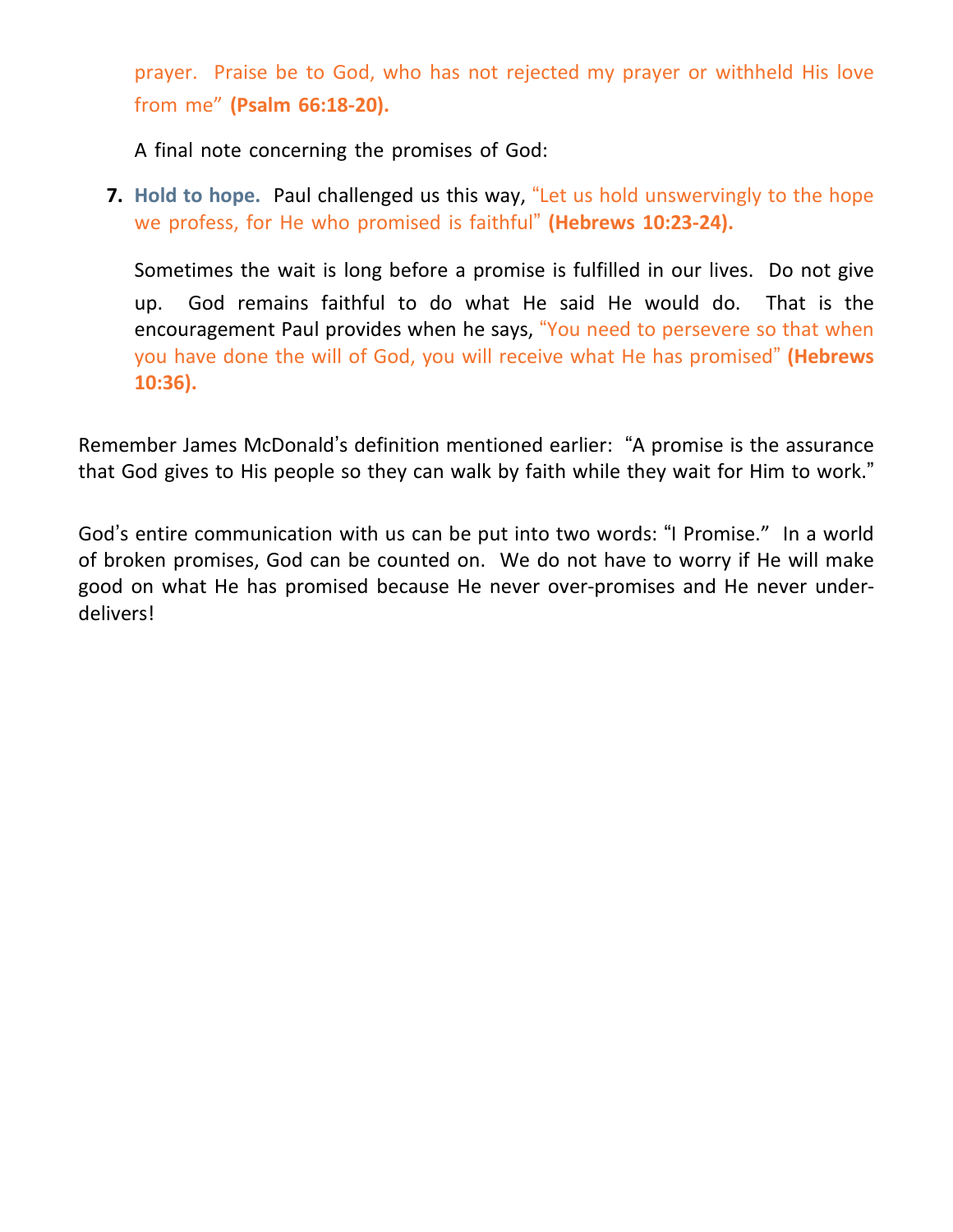prayer. Praise be to God, who has not rejected my prayer or withheld His love from me" **(Psalm 66:18-20).**

A final note concerning the promises of God:

7. **Hold to hope.** Paul challenged us this way, "Let us hold unswervingly to the hope we profess, for He who promised is faithful" **(Hebrews 10:23-24).**

   Sometimes the wait is long before a promise is fulfilled in our lives. Do not give up. God remains faithful to do what He said He would do. That is the encouragement Paul provides when he says, "You need to persevere so that when you have done the will of God, you will receive what He has promised" **(Hebrews 10:36).**

Remember James McDonald's definition mentioned earlier: "A promise is the assurance that God gives to His people so they can walk by faith while they wait for Him to work."

God's entire communication with us can be put into two words: "I Promise." In a world of broken promises, God can be counted on. We do not have to worry if He will make good on what He has promised because He never over-promises and He never under-delivers!